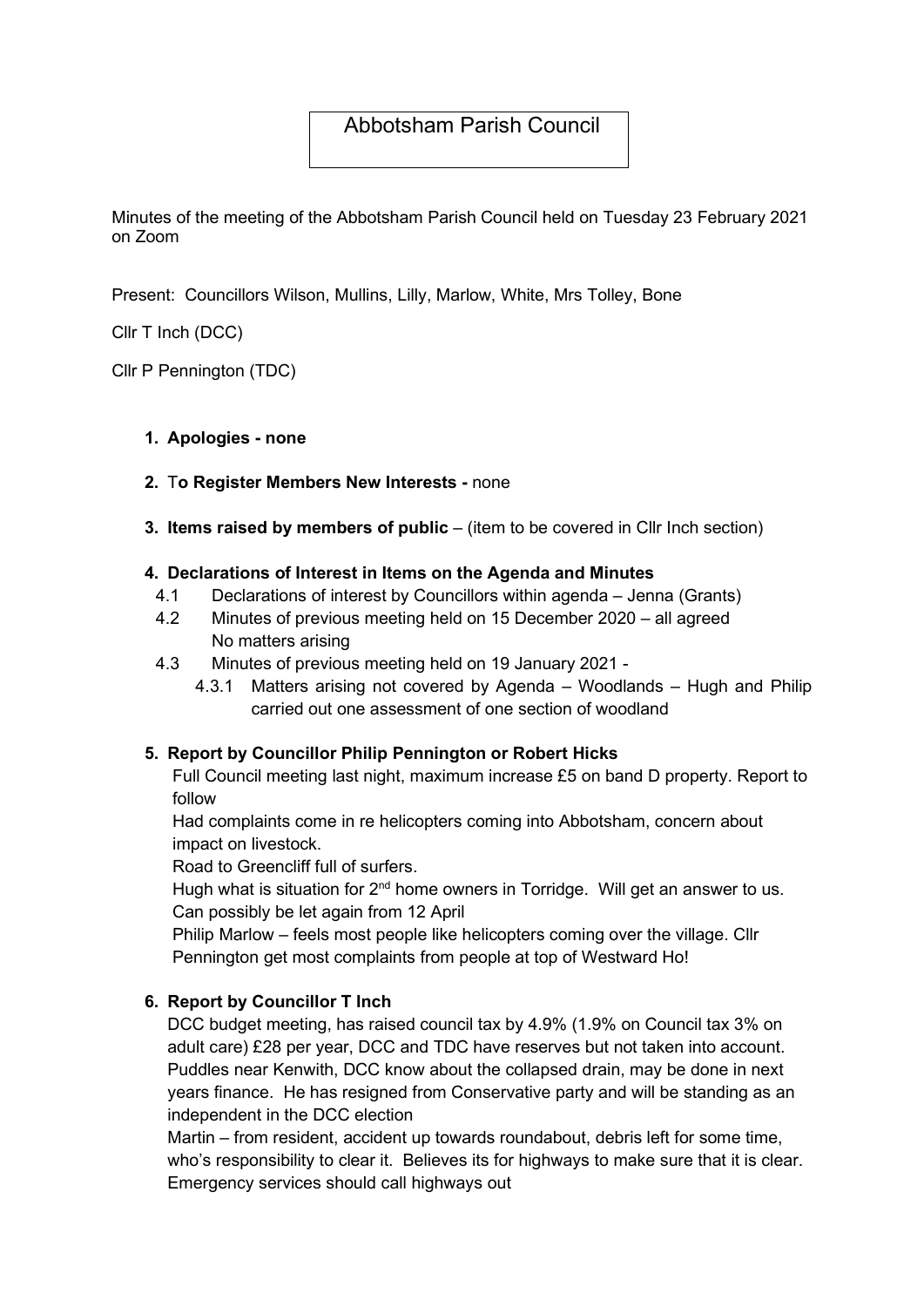# Abbotsham Parish Council

Minutes of the meeting of the Abbotsham Parish Council held on Tuesday 23 February 2021 on Zoom

Present: Councillors Wilson, Mullins, Lilly, Marlow, White, Mrs Tolley, Bone

Cllr T Inch (DCC)

Cllr P Pennington (TDC)

1. **Apologies - none**

2. **To Register Members New Interests -** none

3. **Items raised by members of public** – (item to be covered in Cllr Inch section)

4. **Declarations of Interest in Items on the Agenda and Minutes**
   - 4.1 Declarations of interest by Councillors within agenda – Jenna (Grants)
   - 4.2 Minutes of previous meeting held on 15 December 2020 – all agreed
     No matters arising
   - 4.3 Minutes of previous meeting held on 19 January 2021 -
     - 4.3.1 Matters arising not covered by Agenda – Woodlands – Hugh and Philip carried out one assessment of one section of woodland

5. **Report by Councillor Philip Pennington or Robert Hicks**

   Full Council meeting last night, maximum increase £5 on band D property. Report to follow

   Had complaints come in re helicopters coming into Abbotsham, concern about impact on livestock.

   Road to Greencliff full of surfers.

   Hugh what is situation for 2nd home owners in Torridge. Will get an answer to us. Can possibly be let again from 12 April

   Philip Marlow – feels most people like helicopters coming over the village. Cllr Pennington get most complaints from people at top of Westward Ho!

6. **Report by Councillor T Inch**

   DCC budget meeting, has raised council tax by 4.9% (1.9% on Council tax 3% on adult care) £28 per year, DCC and TDC have reserves but not taken into account. Puddles near Kenwith, DCC know about the collapsed drain, may be done in next years finance. He has resigned from Conservative party and will be standing as an independent in the DCC election

   Martin – from resident, accident up towards roundabout, debris left for some time, who's responsibility to clear it. Believes its for highways to make sure that it is clear. Emergency services should call highways out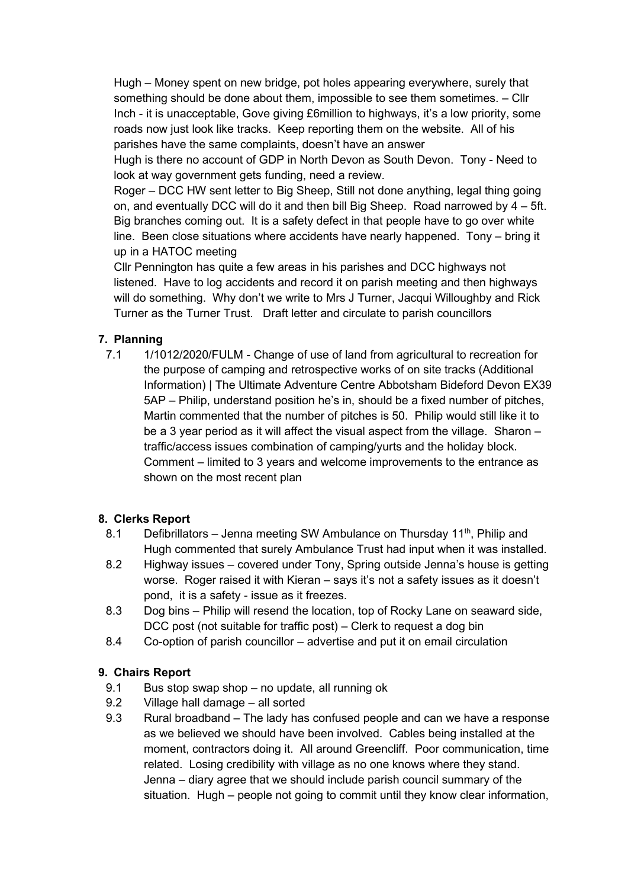Hugh – Money spent on new bridge, pot holes appearing everywhere, surely that something should be done about them, impossible to see them sometimes. – Cllr Inch - it is unacceptable, Gove giving £6million to highways, it's a low priority, some roads now just look like tracks. Keep reporting them on the website. All of his parishes have the same complaints, doesn't have an answer

Hugh is there no account of GDP in North Devon as South Devon. Tony - Need to look at way government gets funding, need a review.

Roger – DCC HW sent letter to Big Sheep, Still not done anything, legal thing going on, and eventually DCC will do it and then bill Big Sheep. Road narrowed by 4 – 5ft. Big branches coming out. It is a safety defect in that people have to go over white line. Been close situations where accidents have nearly happened. Tony – bring it up in a HATOC meeting

Cllr Pennington has quite a few areas in his parishes and DCC highways not listened. Have to log accidents and record it on parish meeting and then highways will do something. Why don't we write to Mrs J Turner, Jacqui Willoughby and Rick Turner as the Turner Trust. Draft letter and circulate to parish councillors

## 7. Planning

7.1 1/1012/2020/FULM - Change of use of land from agricultural to recreation for the purpose of camping and retrospective works of on site tracks (Additional Information) | The Ultimate Adventure Centre Abbotsham Bideford Devon EX39 5AP – Philip, understand position he's in, should be a fixed number of pitches, Martin commented that the number of pitches is 50. Philip would still like it to be a 3 year period as it will affect the visual aspect from the village. Sharon – traffic/access issues combination of camping/yurts and the holiday block. Comment – limited to 3 years and welcome improvements to the entrance as shown on the most recent plan

## 8. Clerks Report

8.1 Defibrillators – Jenna meeting SW Ambulance on Thursday 11th, Philip and Hugh commented that surely Ambulance Trust had input when it was installed.

8.2 Highway issues – covered under Tony, Spring outside Jenna's house is getting worse. Roger raised it with Kieran – says it's not a safety issues as it doesn't pond, it is a safety - issue as it freezes.

8.3 Dog bins – Philip will resend the location, top of Rocky Lane on seaward side, DCC post (not suitable for traffic post) – Clerk to request a dog bin

8.4 Co-option of parish councillor – advertise and put it on email circulation

## 9. Chairs Report

9.1 Bus stop swap shop – no update, all running ok

9.2 Village hall damage – all sorted

9.3 Rural broadband – The lady has confused people and can we have a response as we believed we should have been involved. Cables being installed at the moment, contractors doing it. All around Greencliff. Poor communication, time related. Losing credibility with village as no one knows where they stand. Jenna – diary agree that we should include parish council summary of the situation. Hugh – people not going to commit until they know clear information,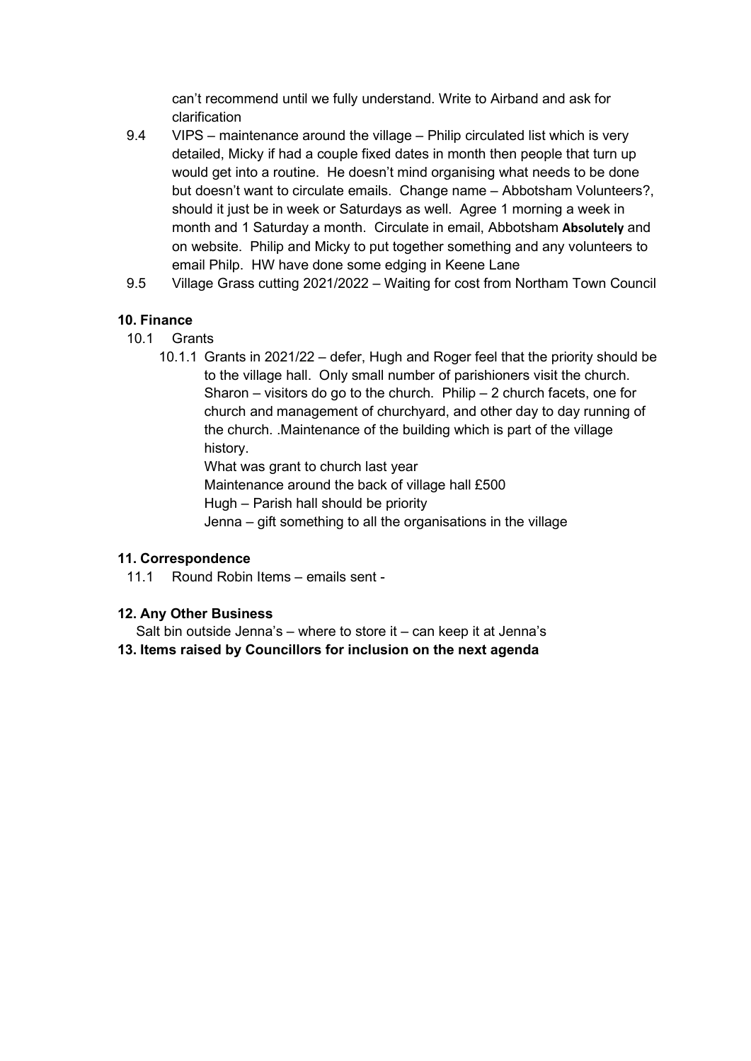can't recommend until we fully understand. Write to Airband and ask for clarification

9.4 VIPS – maintenance around the village – Philip circulated list which is very detailed, Micky if had a couple fixed dates in month then people that turn up would get into a routine. He doesn't mind organising what needs to be done but doesn't want to circulate emails. Change name – Abbotsham Volunteers?, should it just be in week or Saturdays as well. Agree 1 morning a week in month and 1 Saturday a month. Circulate in email, Abbotsham **Absolutely** and on website. Philip and Micky to put together something and any volunteers to email Philp. HW have done some edging in Keene Lane

9.5 Village Grass cutting 2021/2022 – Waiting for cost from Northam Town Council

**10. Finance**

10.1 Grants

10.1.1 Grants in 2021/22 – defer, Hugh and Roger feel that the priority should be to the village hall. Only small number of parishioners visit the church. Sharon – visitors do go to the church. Philip – 2 church facets, one for church and management of churchyard, and other day to day running of the church. .Maintenance of the building which is part of the village history.

What was grant to church last year

Maintenance around the back of village hall £500

Hugh – Parish hall should be priority

Jenna – gift something to all the organisations in the village

**11. Correspondence**

11.1 Round Robin Items – emails sent -

**12. Any Other Business**

Salt bin outside Jenna's – where to store it – can keep it at Jenna's

**13. Items raised by Councillors for inclusion on the next agenda**